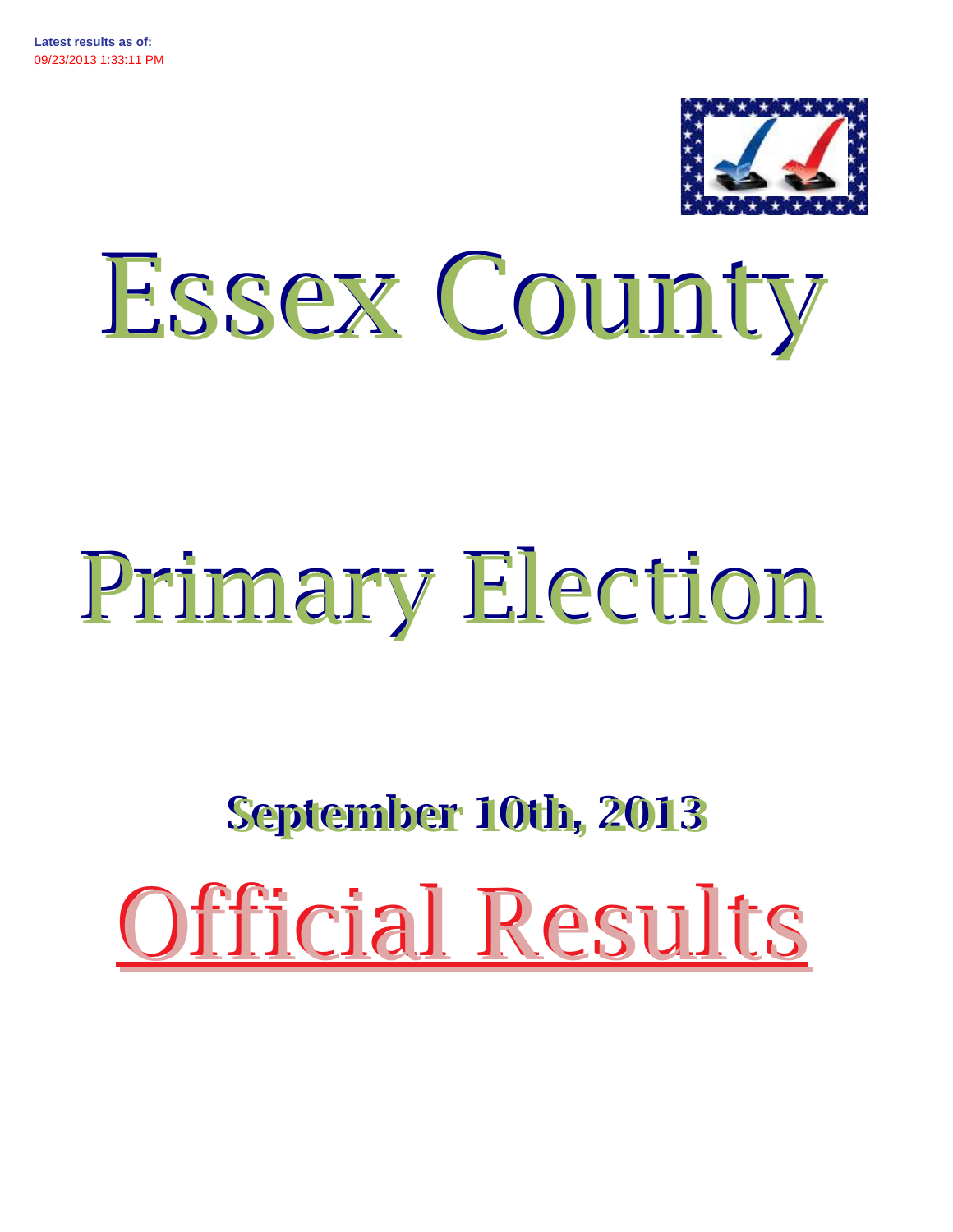**Latest results as of:**
09/23/2013 1:33:11 PM

# Essex County

# Primary Election

## September 10th, 2013

# Official Results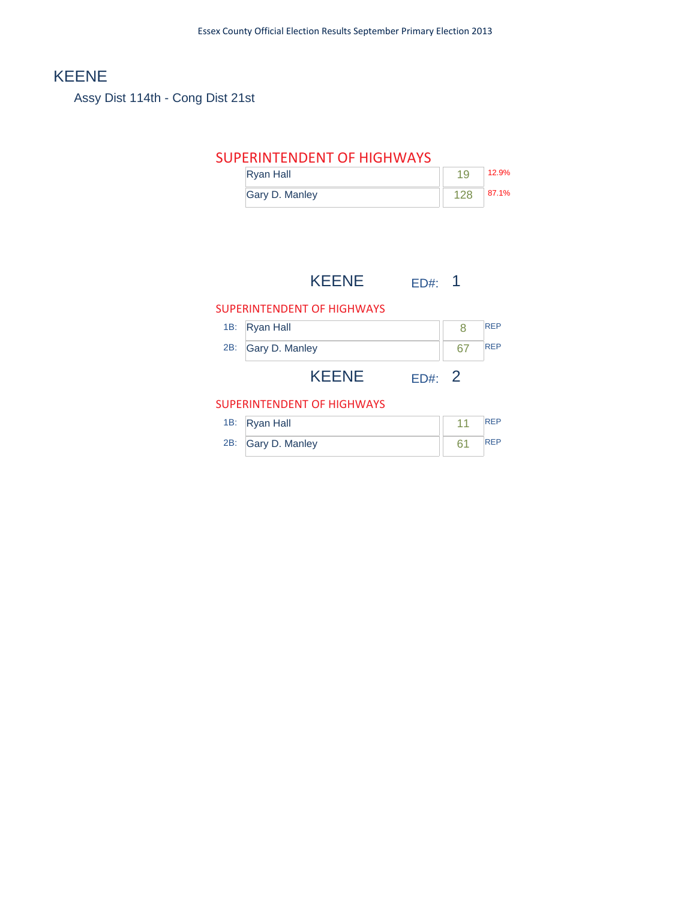# KEENE

Assy Dist 114th - Cong Dist 21st

## SUPERINTENDENT OF HIGHWAYS

| Candidate | Votes | % |
|---|---|---|
| Ryan Hall | 19 | 12.9% |
| Gary D. Manley | 128 | 87.1% |

## KEENE ED#: 1

### SUPERINTENDENT OF HIGHWAYS

| | Candidate | Votes | Party |
|---|---|---|---|
| 1B: | Ryan Hall | 8 | REP |
| 2B: | Gary D. Manley | 67 | REP |

## KEENE ED#: 2

### SUPERINTENDENT OF HIGHWAYS

| | Candidate | Votes | Party |
|---|---|---|---|
| 1B: | Ryan Hall | 11 | REP |
| 2B: | Gary D. Manley | 61 | REP |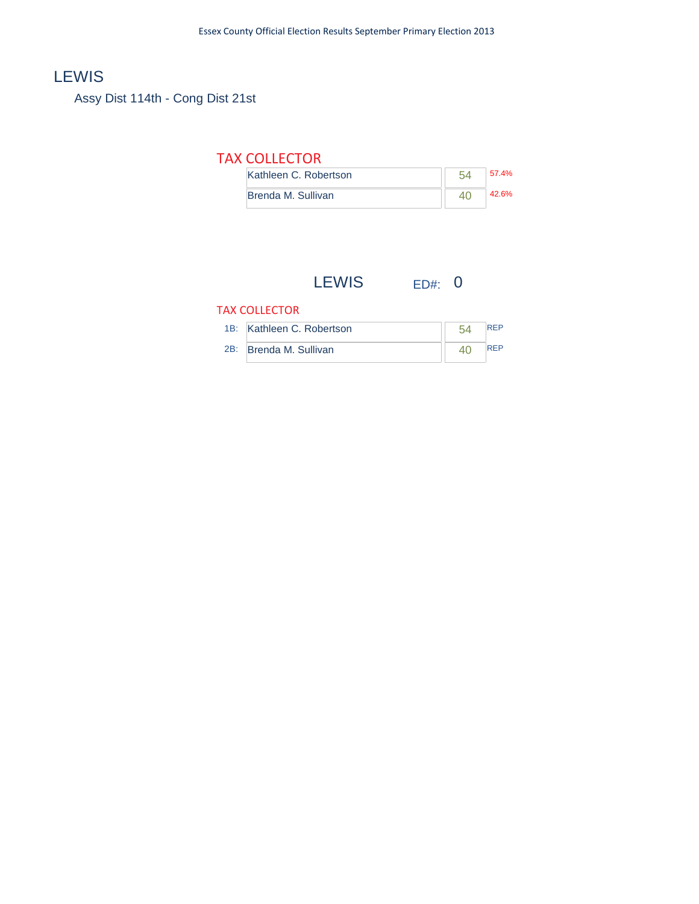# LEWIS

Assy Dist 114th - Cong Dist 21st

## TAX COLLECTOR

| Candidate | Votes | Percent |
|---|---|---|
| Kathleen C. Robertson | 54 | 57.4% |
| Brenda M. Sullivan | 40 | 42.6% |

## LEWIS ED#: 0

### TAX COLLECTOR

| Line | Candidate | Votes | Party |
|---|---|---|---|
| 1B: | Kathleen C. Robertson | 54 | REP |
| 2B: | Brenda M. Sullivan | 40 | REP |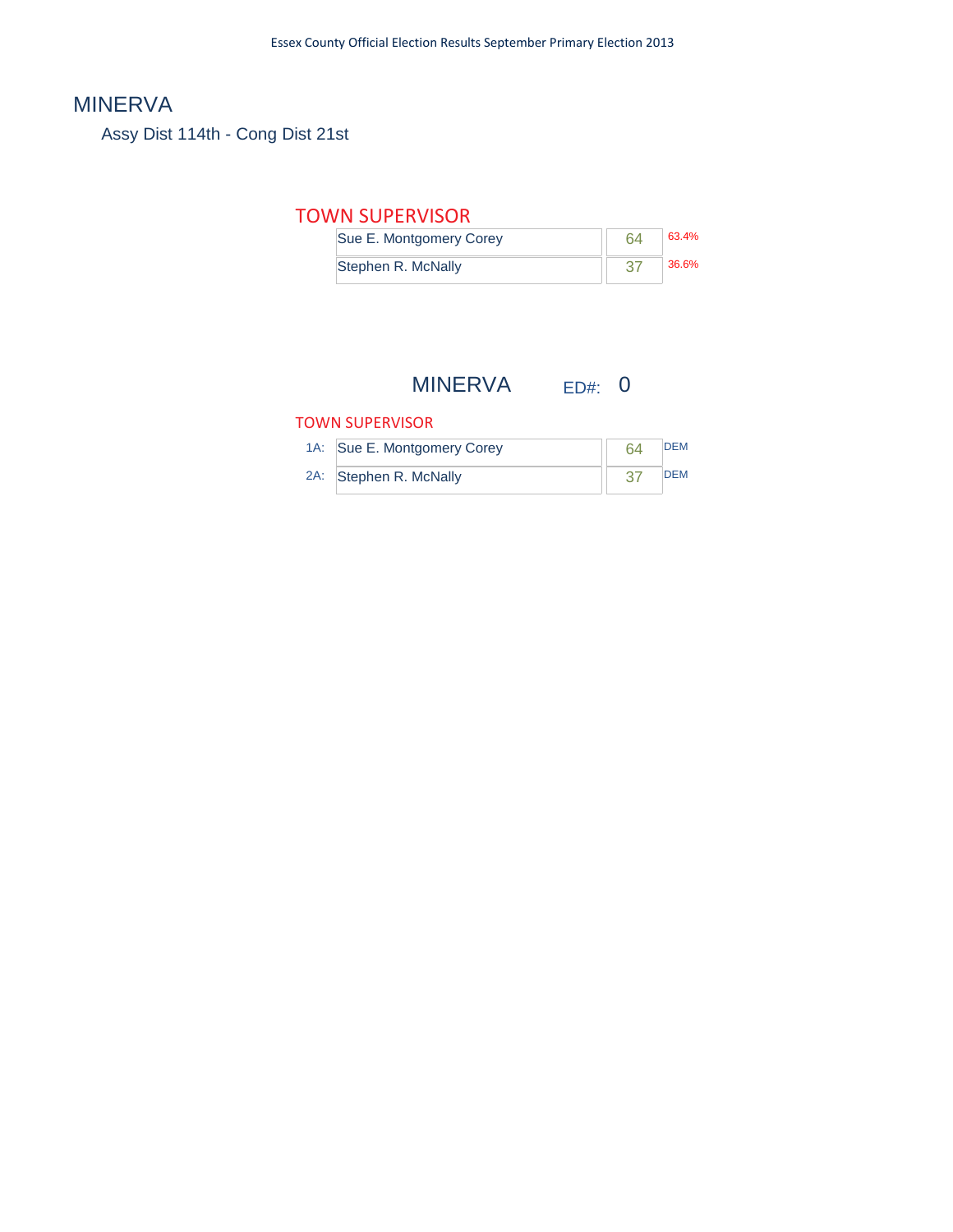# MINERVA

## Assy Dist 114th - Cong Dist 21st

### TOWN SUPERVISOR

| Candidate | Votes | Percent |
| --- | --- | --- |
| Sue E. Montgomery Corey | 64 | 63.4% |
| Stephen R. McNally | 37 | 36.6% |

## MINERVA ED#: 0

### TOWN SUPERVISOR

| | Candidate | Votes | Party |
| --- | --- | --- | --- |
| 1A: | Sue E. Montgomery Corey | 64 | DEM |
| 2A: | Stephen R. McNally | 37 | DEM |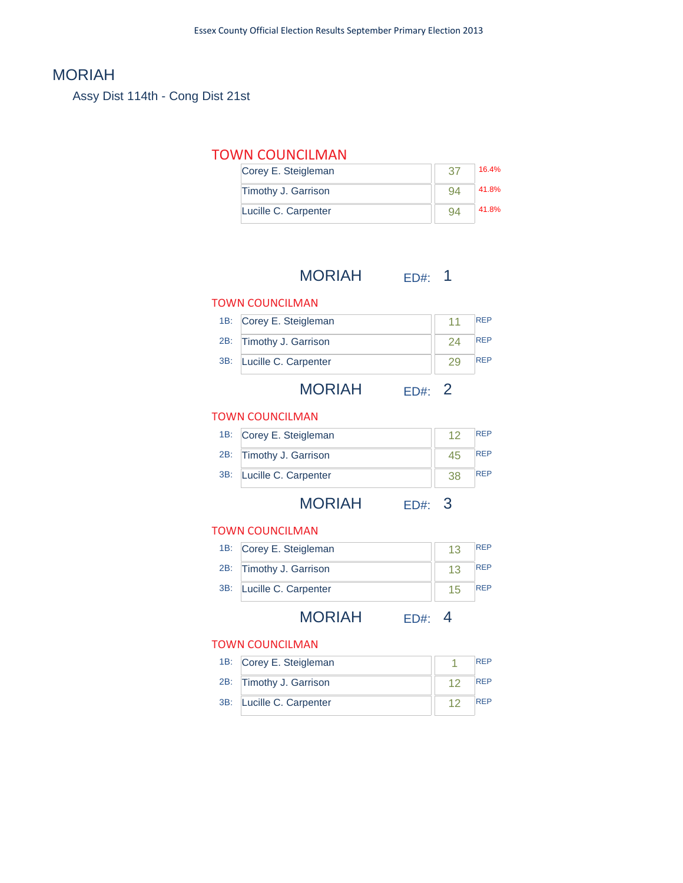# MORIAH

## Assy Dist 114th - Cong Dist 21st

### TOWN COUNCILMAN

| Candidate | Votes | % |
|---|---|---|
| Corey E. Steigleman | 37 | 16.4% |
| Timothy J. Garrison | 94 | 41.8% |
| Lucille C. Carpenter | 94 | 41.8% |

## MORIAH ED#: 1

### TOWN COUNCILMAN

| | Candidate | Votes | Party |
|---|---|---|---|
| 1B: | Corey E. Steigleman | 11 | REP |
| 2B: | Timothy J. Garrison | 24 | REP |
| 3B: | Lucille C. Carpenter | 29 | REP |

## MORIAH ED#: 2

### TOWN COUNCILMAN

| | Candidate | Votes | Party |
|---|---|---|---|
| 1B: | Corey E. Steigleman | 12 | REP |
| 2B: | Timothy J. Garrison | 45 | REP |
| 3B: | Lucille C. Carpenter | 38 | REP |

## MORIAH ED#: 3

### TOWN COUNCILMAN

| | Candidate | Votes | Party |
|---|---|---|---|
| 1B: | Corey E. Steigleman | 13 | REP |
| 2B: | Timothy J. Garrison | 13 | REP |
| 3B: | Lucille C. Carpenter | 15 | REP |

## MORIAH ED#: 4

### TOWN COUNCILMAN

| | Candidate | Votes | Party |
|---|---|---|---|
| 1B: | Corey E. Steigleman | 1 | REP |
| 2B: | Timothy J. Garrison | 12 | REP |
| 3B: | Lucille C. Carpenter | 12 | REP |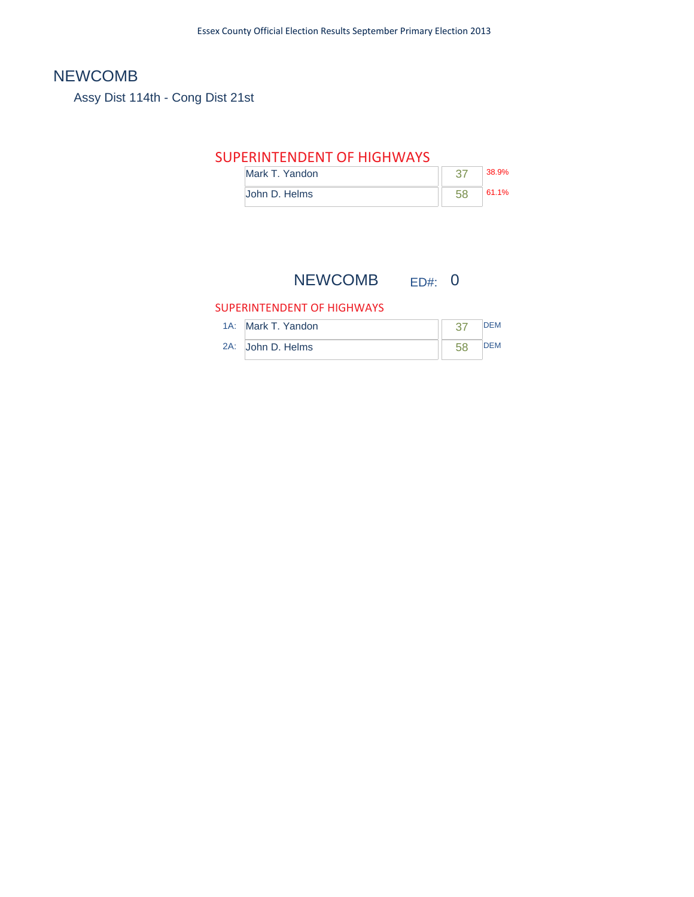# NEWCOMB

Assy Dist 114th - Cong Dist 21st

## SUPERINTENDENT OF HIGHWAYS

| Candidate | Votes | Percent |
|---|---|---|
| Mark T. Yandon | 37 | 38.9% |
| John D. Helms | 58 | 61.1% |

## NEWCOMB ED#: 0

### SUPERINTENDENT OF HIGHWAYS

| | Candidate | Votes | Party |
|---|---|---|---|
| 1A: | Mark T. Yandon | 37 | DEM |
| 2A: | John D. Helms | 58 | DEM |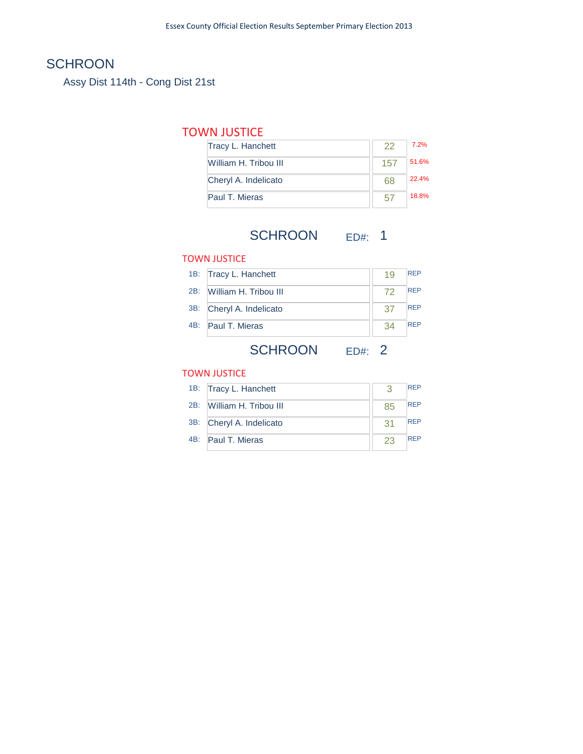# SCHROON

## Assy Dist 114th - Cong Dist 21st

### TOWN JUSTICE

| Candidate | Votes | Percent |
|---|---|---|
| Tracy L. Hanchett | 22 | 7.2% |
| William H. Tribou III | 157 | 51.6% |
| Cheryl A. Indelicato | 68 | 22.4% |
| Paul T. Mieras | 57 | 18.8% |

## SCHROON ED#: 1

### TOWN JUSTICE

| | Candidate | Votes | Party |
|---|---|---|---|
| 1B: | Tracy L. Hanchett | 19 | REP |
| 2B: | William H. Tribou III | 72 | REP |
| 3B: | Cheryl A. Indelicato | 37 | REP |
| 4B: | Paul T. Mieras | 34 | REP |

## SCHROON ED#: 2

### TOWN JUSTICE

| | Candidate | Votes | Party |
|---|---|---|---|
| 1B: | Tracy L. Hanchett | 3 | REP |
| 2B: | William H. Tribou III | 85 | REP |
| 3B: | Cheryl A. Indelicato | 31 | REP |
| 4B: | Paul T. Mieras | 23 | REP |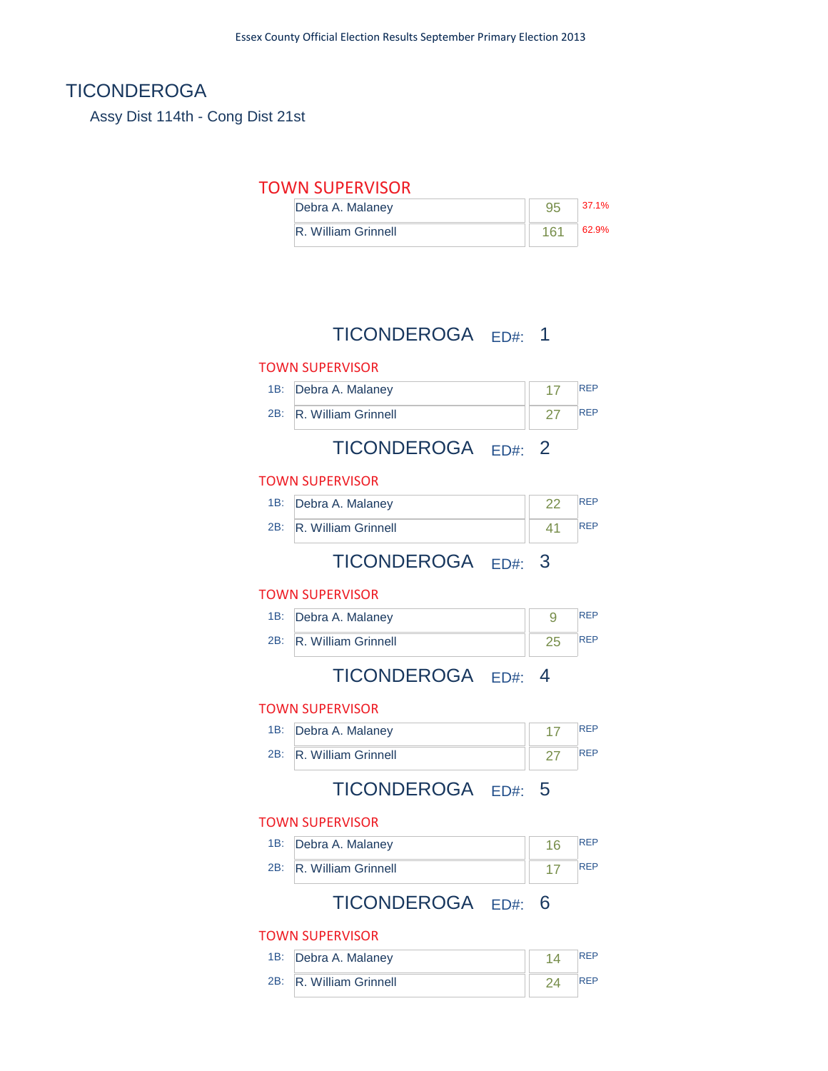# TICONDEROGA

Assy Dist 114th - Cong Dist 21st

## TOWN SUPERVISOR

| Candidate | Votes | Percent |
|---|---|---|
| Debra A. Malaney | 95 | 37.1% |
| R. William Grinnell | 161 | 62.9% |

## TICONDEROGA ED#: 1

### TOWN SUPERVISOR

| Line | Candidate | Votes | Party |
|---|---|---|---|
| 1B: | Debra A. Malaney | 17 | REP |
| 2B: | R. William Grinnell | 27 | REP |

## TICONDEROGA ED#: 2

### TOWN SUPERVISOR

| Line | Candidate | Votes | Party |
|---|---|---|---|
| 1B: | Debra A. Malaney | 22 | REP |
| 2B: | R. William Grinnell | 41 | REP |

## TICONDEROGA ED#: 3

### TOWN SUPERVISOR

| Line | Candidate | Votes | Party |
|---|---|---|---|
| 1B: | Debra A. Malaney | 9 | REP |
| 2B: | R. William Grinnell | 25 | REP |

## TICONDEROGA ED#: 4

### TOWN SUPERVISOR

| Line | Candidate | Votes | Party |
|---|---|---|---|
| 1B: | Debra A. Malaney | 17 | REP |
| 2B: | R. William Grinnell | 27 | REP |

## TICONDEROGA ED#: 5

### TOWN SUPERVISOR

| Line | Candidate | Votes | Party |
|---|---|---|---|
| 1B: | Debra A. Malaney | 16 | REP |
| 2B: | R. William Grinnell | 17 | REP |

## TICONDEROGA ED#: 6

### TOWN SUPERVISOR

| Line | Candidate | Votes | Party |
|---|---|---|---|
| 1B: | Debra A. Malaney | 14 | REP |
| 2B: | R. William Grinnell | 24 | REP |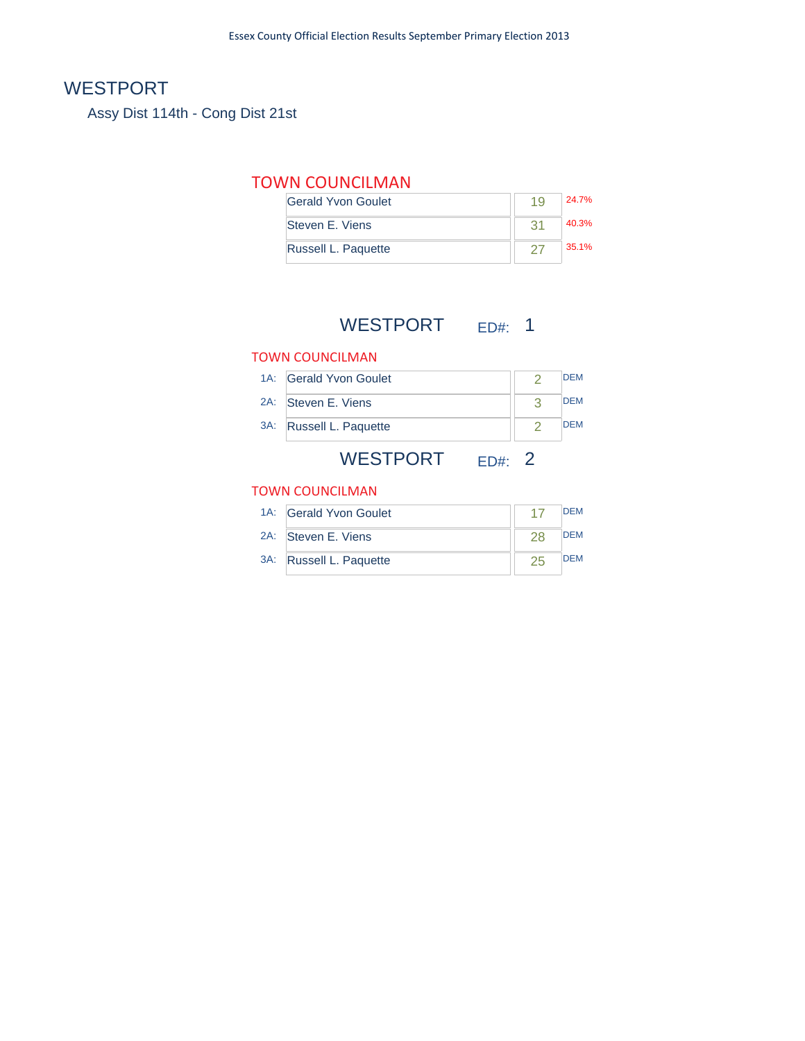# WESTPORT

Assy Dist 114th - Cong Dist 21st

## TOWN COUNCILMAN

| Candidate | Votes | Percent |
|---|---|---|
| Gerald Yvon Goulet | 19 | 24.7% |
| Steven E. Viens | 31 | 40.3% |
| Russell L. Paquette | 27 | 35.1% |

## WESTPORT ED#: 1

### TOWN COUNCILMAN

| | Candidate | Votes | Party |
|---|---|---|---|
| 1A: | Gerald Yvon Goulet | 2 | DEM |
| 2A: | Steven E. Viens | 3 | DEM |
| 3A: | Russell L. Paquette | 2 | DEM |

## WESTPORT ED#: 2

### TOWN COUNCILMAN

| | Candidate | Votes | Party |
|---|---|---|---|
| 1A: | Gerald Yvon Goulet | 17 | DEM |
| 2A: | Steven E. Viens | 28 | DEM |
| 3A: | Russell L. Paquette | 25 | DEM |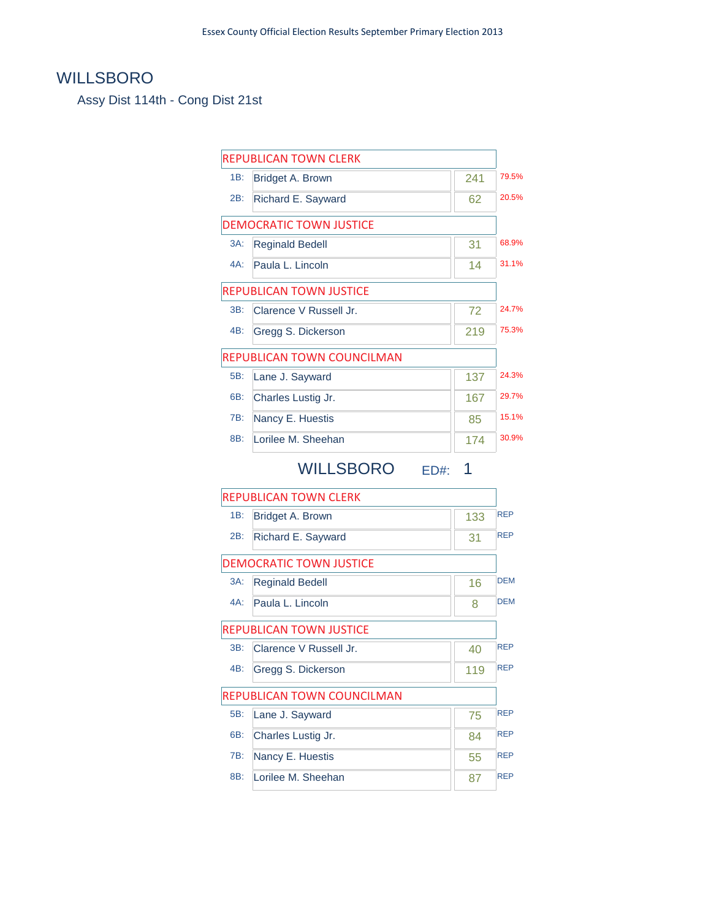# WILLSBORO

## Assy Dist 114th - Cong Dist 21st

| REPUBLICAN TOWN CLERK | | | |
|---|---|---|---|
| 1B: | Bridget A. Brown | 241 | 79.5% |
| 2B: | Richard E. Sayward | 62 | 20.5% |

| DEMOCRATIC TOWN JUSTICE | | | |
|---|---|---|---|
| 3A: | Reginald Bedell | 31 | 68.9% |
| 4A: | Paula L. Lincoln | 14 | 31.1% |

| REPUBLICAN TOWN JUSTICE | | | |
|---|---|---|---|
| 3B: | Clarence V Russell Jr. | 72 | 24.7% |
| 4B: | Gregg S. Dickerson | 219 | 75.3% |

| REPUBLICAN TOWN COUNCILMAN | | | |
|---|---|---|---|
| 5B: | Lane J. Sayward | 137 | 24.3% |
| 6B: | Charles Lustig Jr. | 167 | 29.7% |
| 7B: | Nancy E. Huestis | 85 | 15.1% |
| 8B: | Lorilee M. Sheehan | 174 | 30.9% |

## WILLSBORO ED#: 1

| REPUBLICAN TOWN CLERK | | | |
|---|---|---|---|
| 1B: | Bridget A. Brown | 133 | REP |
| 2B: | Richard E. Sayward | 31 | REP |

| DEMOCRATIC TOWN JUSTICE | | | |
|---|---|---|---|
| 3A: | Reginald Bedell | 16 | DEM |
| 4A: | Paula L. Lincoln | 8 | DEM |

| REPUBLICAN TOWN JUSTICE | | | |
|---|---|---|---|
| 3B: | Clarence V Russell Jr. | 40 | REP |
| 4B: | Gregg S. Dickerson | 119 | REP |

| REPUBLICAN TOWN COUNCILMAN | | | |
|---|---|---|---|
| 5B: | Lane J. Sayward | 75 | REP |
| 6B: | Charles Lustig Jr. | 84 | REP |
| 7B: | Nancy E. Huestis | 55 | REP |
| 8B: | Lorilee M. Sheehan | 87 | REP |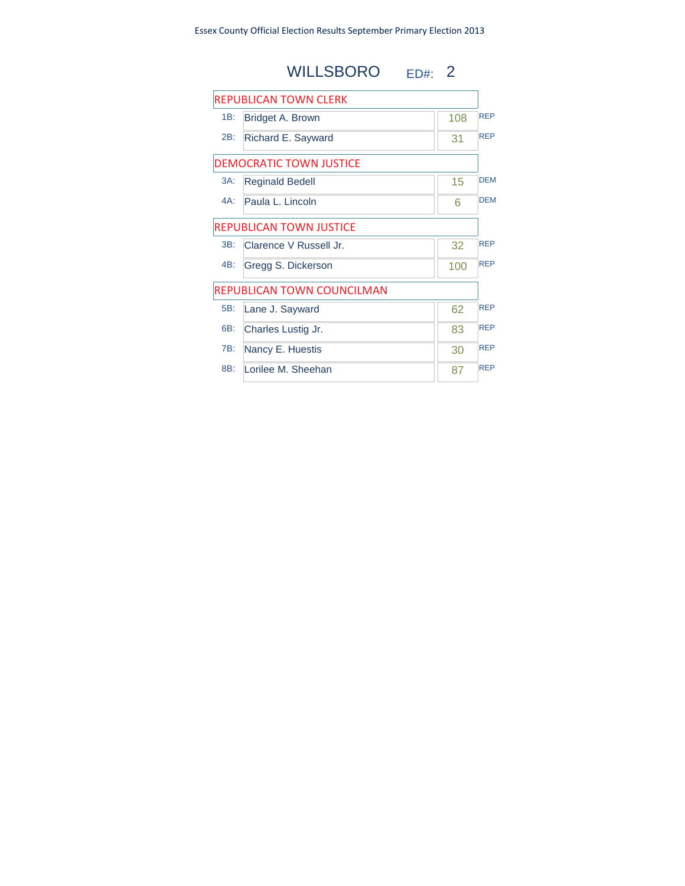Essex County Official Election Results September Primary Election 2013

# WILLSBORO ED#: 2

## REPUBLICAN TOWN CLERK

| | Candidate | Votes | Party |
|---|---|---|---|
| 1B: | Bridget A. Brown | 108 | REP |
| 2B: | Richard E. Sayward | 31 | REP |

## DEMOCRATIC TOWN JUSTICE

| | Candidate | Votes | Party |
|---|---|---|---|
| 3A: | Reginald Bedell | 15 | DEM |
| 4A: | Paula L. Lincoln | 6 | DEM |

## REPUBLICAN TOWN JUSTICE

| | Candidate | Votes | Party |
|---|---|---|---|
| 3B: | Clarence V Russell Jr. | 32 | REP |
| 4B: | Gregg S. Dickerson | 100 | REP |

## REPUBLICAN TOWN COUNCILMAN

| | Candidate | Votes | Party |
|---|---|---|---|
| 5B: | Lane J. Sayward | 62 | REP |
| 6B: | Charles Lustig Jr. | 83 | REP |
| 7B: | Nancy E. Huestis | 30 | REP |
| 8B: | Lorilee M. Sheehan | 87 | REP |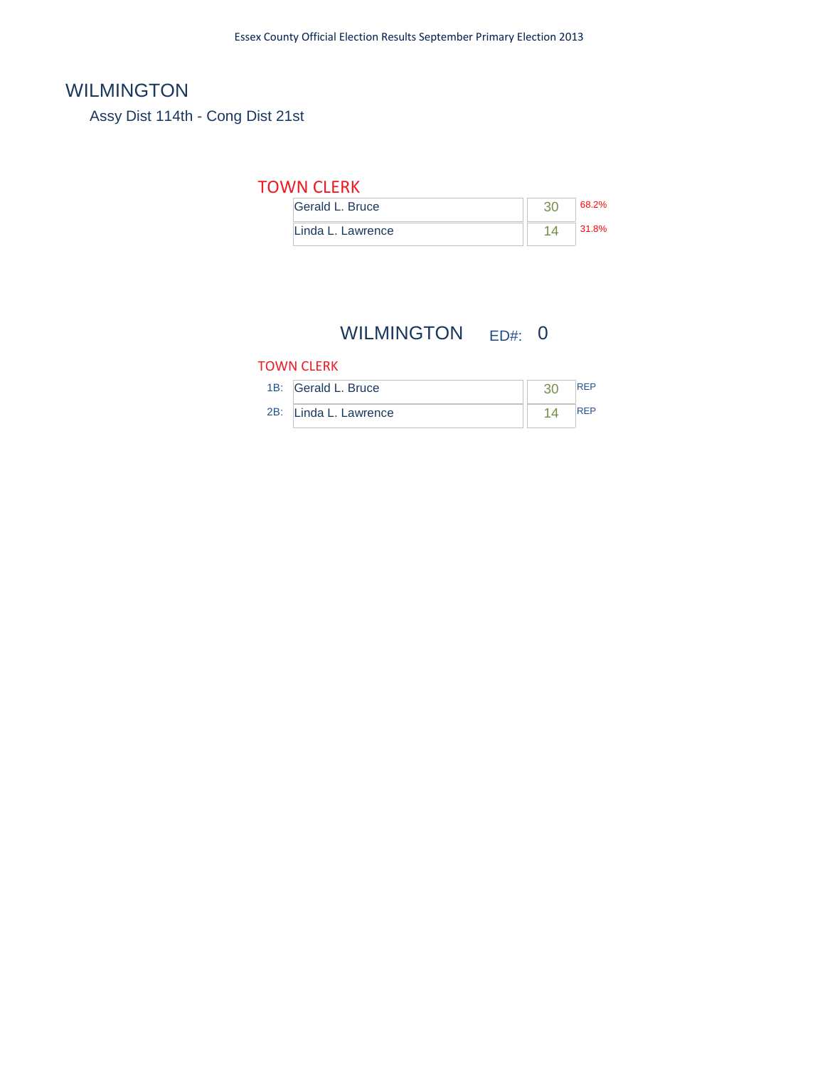# WILMINGTON

Assy Dist 114th - Cong Dist 21st

## TOWN CLERK

| Candidate | Votes | % |
|---|---|---|
| Gerald L. Bruce | 30 | 68.2% |
| Linda L. Lawrence | 14 | 31.8% |

## WILMINGTON ED#: 0

### TOWN CLERK

| | Candidate | Votes | Party |
|---|---|---|---|
| 1B: | Gerald L. Bruce | 30 | REP |
| 2B: | Linda L. Lawrence | 14 | REP |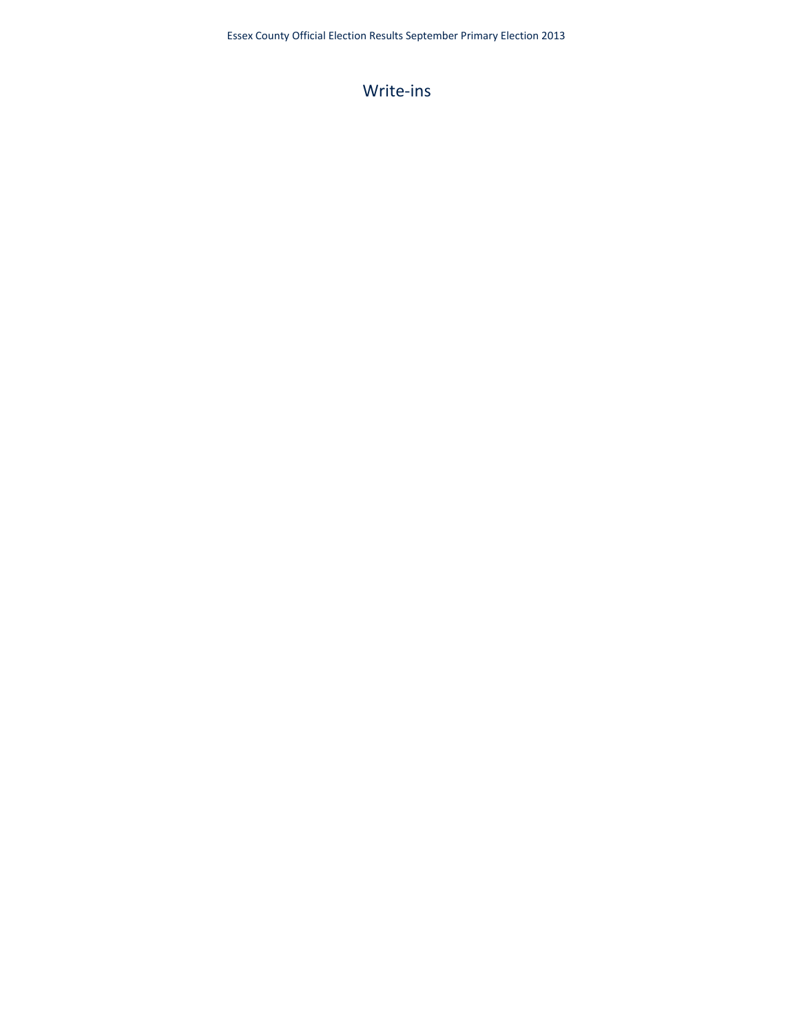# Write-ins